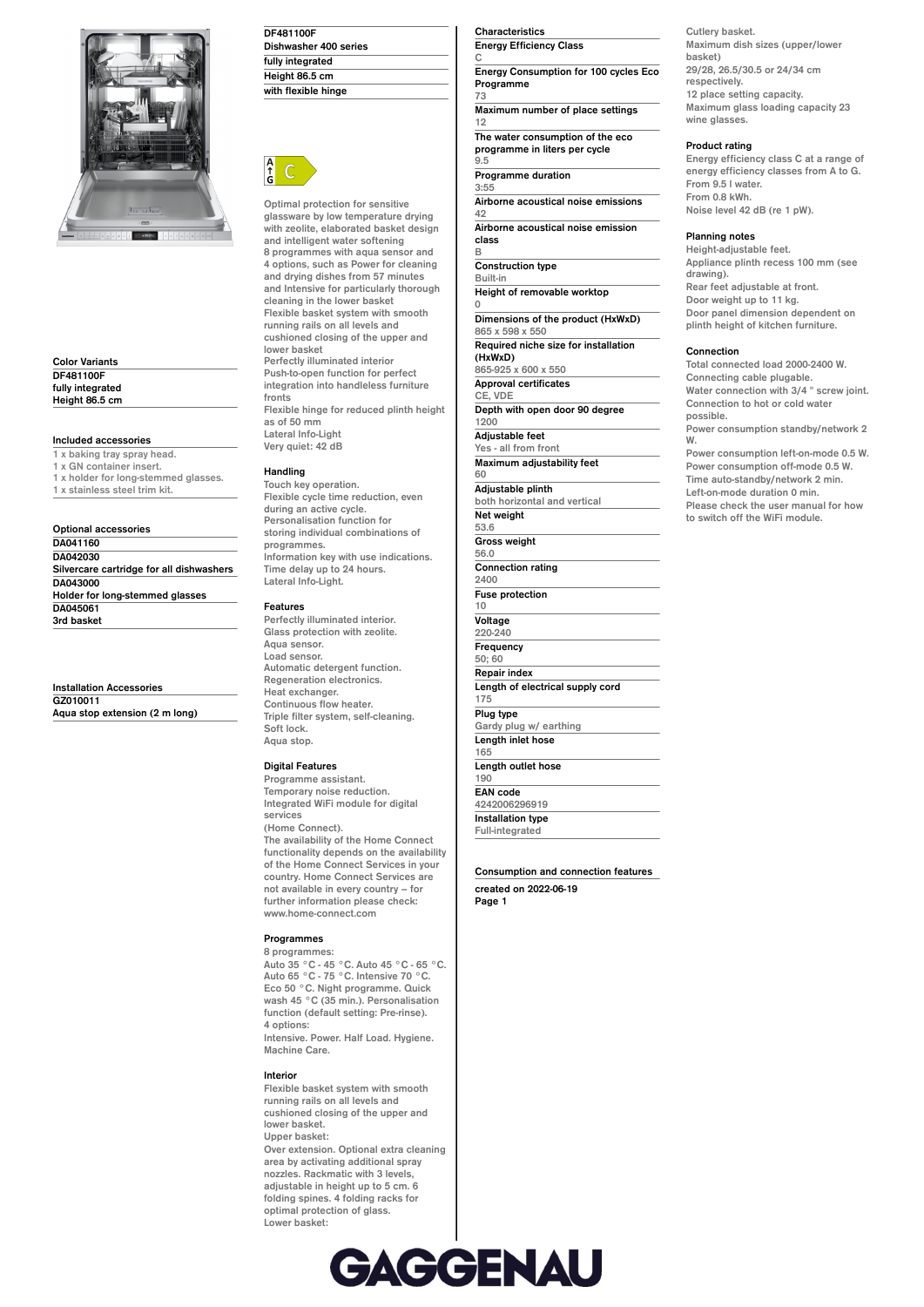## DF481100F
**Dishwasher 400 series**
**fully integrated**
**Height 86.5 cm**
**with flexible hinge**

A ↑ G C

Optimal protection for sensitive glassware by low temperature drying with zeolite, elaborated basket design and intelligent water softening
8 programmes with aqua sensor and 4 options, such as Power for cleaning and drying dishes from 57 minutes and Intensive for particularly thorough cleaning in the lower basket
Flexible basket system with smooth running rails on all levels and cushioned closing of the upper and lower basket
Perfectly illuminated interior
Push-to-open function for perfect integration into handleless furniture fronts
Flexible hinge for reduced plinth height as of 50 mm
Lateral Info-Light
Very quiet: 42 dB

### Color Variants
**DF481100F**
**fully integrated**
**Height 86.5 cm**

### Included accessories
1 x baking tray spray head.
1 x GN container insert.
1 x holder for long-stemmed glasses.
1 x stainless steel trim kit.

### Optional accessories
**DA041160**
**DA042030**
**Silvercare cartridge for all dishwashers**
**DA043000**
**Holder for long-stemmed glasses**
**DA045061**
**3rd basket**

### Installation Accessories
**GZ010011**
**Aqua stop extension (2 m long)**

### Handling
Touch key operation.
Flexible cycle time reduction, even during an active cycle.
Personalisation function for storing individual combinations of programmes.
Information key with use indications.
Time delay up to 24 hours.
Lateral Info-Light.

### Features
Perfectly illuminated interior.
Glass protection with zeolite.
Aqua sensor.
Load sensor.
Automatic detergent function.
Regeneration electronics.
Heat exchanger.
Continuous flow heater.
Triple filter system, self-cleaning.
Soft lock.
Aqua stop.

### Digital Features
Programme assistant.
Temporary noise reduction.
Integrated WiFi module for digital services
(Home Connect).
The availability of the Home Connect functionality depends on the availability of the Home Connect Services in your country. Home Connect Services are not available in every country – for further information please check: www.home-connect.com

### Programmes
8 programmes:
Auto 35 °C - 45 °C. Auto 45 °C - 65 °C. Auto 65 °C - 75 °C. Intensive 70 °C. Eco 50 °C. Night programme. Quick wash 45 °C (35 min.). Personalisation function (default setting: Pre-rinse).
4 options:
Intensive. Power. Half Load. Hygiene. Machine Care.

### Interior
Flexible basket system with smooth running rails on all levels and cushioned closing of the upper and lower basket.
Upper basket:
Over extension. Optional extra cleaning area by activating additional spray nozzles. Rackmatic with 3 levels, adjustable in height up to 5 cm. 6 folding spines. 4 folding racks for optimal protection of glass.
Lower basket:

### Characteristics

| Characteristic | Value |
|---|---|
| Energy Efficiency Class | C |
| Energy Consumption for 100 cycles Eco Programme | 73 |
| Maximum number of place settings | 12 |
| The water consumption of the eco programme in liters per cycle | 9.5 |
| Programme duration | 3:55 |
| Airborne acoustical noise emissions | 42 |
| Airborne acoustical noise emission class | B |
| Construction type | Built-in |
| Height of removable worktop | 0 |
| Dimensions of the product (HxWxD) | 865 x 598 x 550 |
| Required niche size for installation (HxWxD) | 865-925 x 600 x 550 |
| Approval certificates | CE, VDE |
| Depth with open door 90 degree | 1200 |
| Adjustable feet | Yes - all from front |
| Maximum adjustability feet | 60 |
| Adjustable plinth | both horizontal and vertical |
| Net weight | 53.6 |
| Gross weight | 56.0 |
| Connection rating | 2400 |
| Fuse protection | 10 |
| Voltage | 220-240 |
| Frequency | 50; 60 |
| Repair index | |
| Length of electrical supply cord | 175 |
| Plug type | Gardy plug w/ earthing |
| Length inlet hose | 165 |
| Length outlet hose | 190 |
| EAN code | 4242006296919 |
| Installation type | Full-integrated |

**Consumption and connection features**

**created on 2022-06-19**

Cutlery basket.
Maximum dish sizes (upper/lower basket) 29/28, 26.5/30.5 or 24/34 cm respectively.
12 place setting capacity.
Maximum glass loading capacity 23 wine glasses.

### Product rating
Energy efficiency class C at a range of energy efficiency classes from A to G.
From 9.5 l water.
From 0.8 kWh.
Noise level 42 dB (re 1 pW).

### Planning notes
Height-adjustable feet.
Appliance plinth recess 100 mm (see drawing).
Rear feet adjustable at front.
Door weight up to 11 kg.
Door panel dimension dependent on plinth height of kitchen furniture.

### Connection
Total connected load 2000-2400 W.
Connecting cable plugable.
Water connection with 3/4 " screw joint.
Connection to hot or cold water possible.
Power consumption standby/network 2 W.
Power consumption left-on-mode 0.5 W.
Power consumption off-mode 0.5 W.
Time auto-standby/network 2 min.
Left-on-mode duration 0 min.
Please check the user manual for how to switch off the WiFi module.

GAGGENAU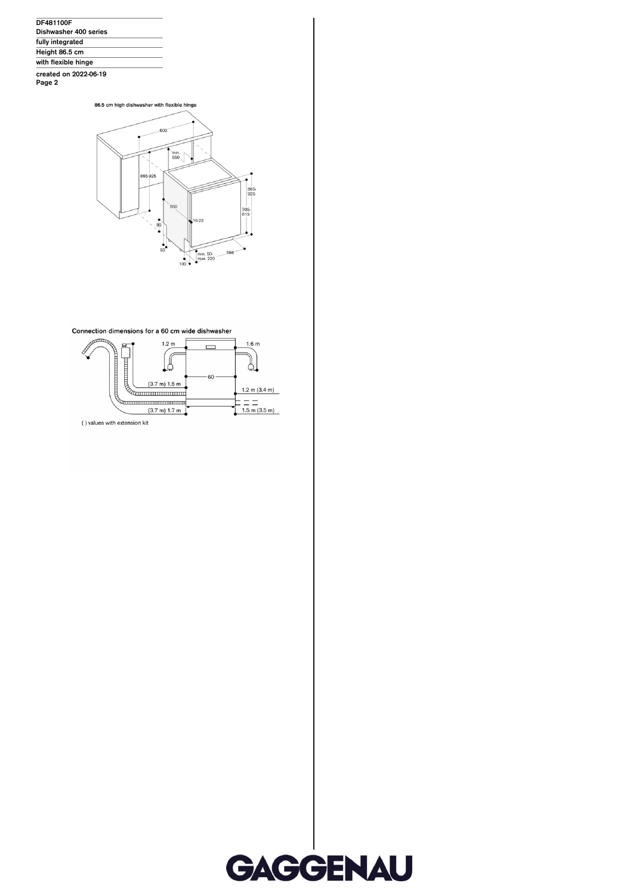DF481100F
Dishwasher 400 series
fully integrated
Height 86.5 cm
with flexible hinge

created on 2022-06-19

86.5 cm high dishwasher with flexible hinge

600
min. 550
865-925
550
865-925
705-815
16-22
89
53
100
min. 50-max. 220
598

Connection dimensions for a 60 cm wide dishwasher

1.2 m
1.6 m
60
(3.7 m) 1.5 m
1.2 m (3.4 m)
(3.7 m) 1.7 m
1.5 m (3.5 m)

( ) values with extension kit